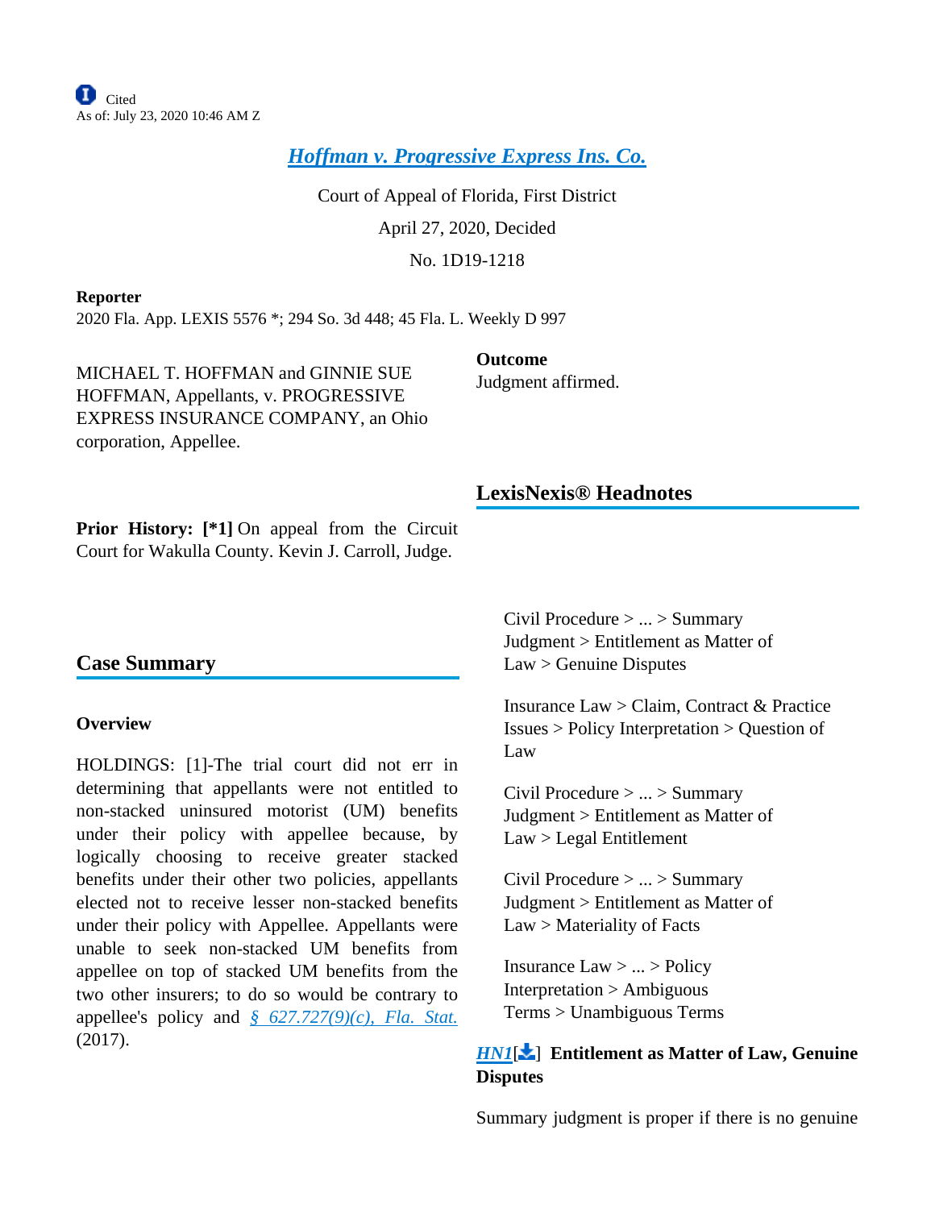Cited
As of: July 23, 2020 10:46 AM Z

# Hoffman v. Progressive Express Ins. Co.

Court of Appeal of Florida, First District

April 27, 2020, Decided

No. 1D19-1218

**Reporter**

2020 Fla. App. LEXIS 5576 *; 294 So. 3d 448; 45 Fla. L. Weekly D 997

MICHAEL T. HOFFMAN and GINNIE SUE HOFFMAN, Appellants, v. PROGRESSIVE EXPRESS INSURANCE COMPANY, an Ohio corporation, Appellee.

**Prior History:** **[*1]** On appeal from the Circuit Court for Wakulla County. Kevin J. Carroll, Judge.

## Case Summary

### Overview

HOLDINGS: [1]-The trial court did not err in determining that appellants were not entitled to non-stacked uninsured motorist (UM) benefits under their policy with appellee because, by logically choosing to receive greater stacked benefits under their other two policies, appellants elected not to receive lesser non-stacked benefits under their policy with Appellee. Appellants were unable to seek non-stacked UM benefits from appellee on top of stacked UM benefits from the two other insurers; to do so would be contrary to appellee's policy and § 627.727(9)(c), Fla. Stat. (2017).

**Outcome**

Judgment affirmed.

## LexisNexis® Headnotes

Civil Procedure > ... > Summary Judgment > Entitlement as Matter of Law > Genuine Disputes

Insurance Law > Claim, Contract & Practice Issues > Policy Interpretation > Question of Law

Civil Procedure > ... > Summary Judgment > Entitlement as Matter of Law > Legal Entitlement

Civil Procedure > ... > Summary Judgment > Entitlement as Matter of Law > Materiality of Facts

Insurance Law > ... > Policy Interpretation > Ambiguous Terms > Unambiguous Terms

**HN1**[] **Entitlement as Matter of Law, Genuine Disputes**

Summary judgment is proper if there is no genuine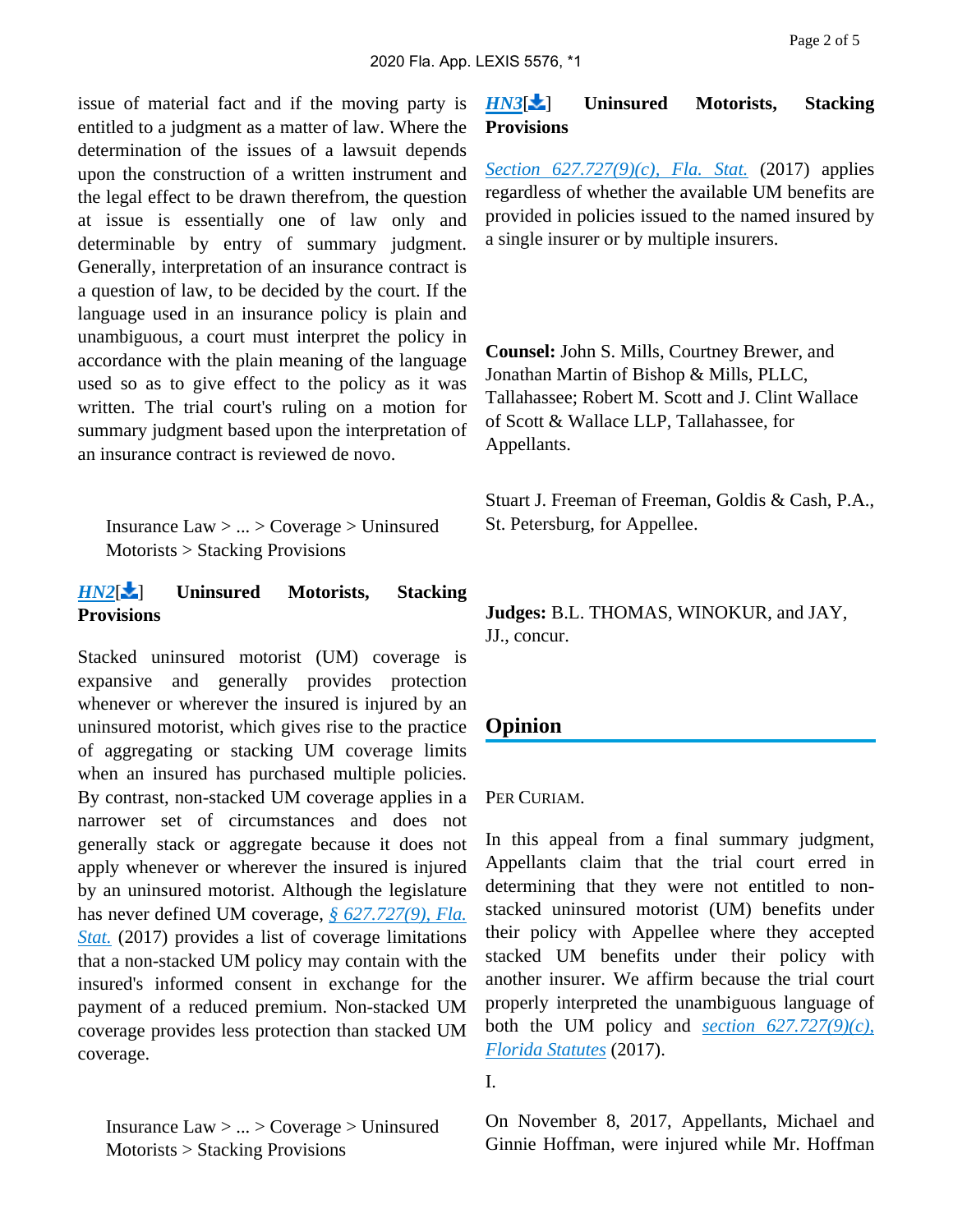issue of material fact and if the moving party is entitled to a judgment as a matter of law. Where the determination of the issues of a lawsuit depends upon the construction of a written instrument and the legal effect to be drawn therefrom, the question at issue is essentially one of law only and determinable by entry of summary judgment. Generally, interpretation of an insurance contract is a question of law, to be decided by the court. If the language used in an insurance policy is plain and unambiguous, a court must interpret the policy in accordance with the plain meaning of the language used so as to give effect to the policy as it was written. The trial court's ruling on a motion for summary judgment based upon the interpretation of an insurance contract is reviewed de novo.

Insurance Law > ... > Coverage > Uninsured Motorists > Stacking Provisions

**HN2[] Uninsured Motorists, Stacking Provisions**

Stacked uninsured motorist (UM) coverage is expansive and generally provides protection whenever or wherever the insured is injured by an uninsured motorist, which gives rise to the practice of aggregating or stacking UM coverage limits when an insured has purchased multiple policies. By contrast, non-stacked UM coverage applies in a narrower set of circumstances and does not generally stack or aggregate because it does not apply whenever or wherever the insured is injured by an uninsured motorist. Although the legislature has never defined UM coverage, § 627.727(9), Fla. Stat. (2017) provides a list of coverage limitations that a non-stacked UM policy may contain with the insured's informed consent in exchange for the payment of a reduced premium. Non-stacked UM coverage provides less protection than stacked UM coverage.

Insurance Law > ... > Coverage > Uninsured Motorists > Stacking Provisions

**HN3[] Uninsured Motorists, Stacking Provisions**

Section 627.727(9)(c), Fla. Stat. (2017) applies regardless of whether the available UM benefits are provided in policies issued to the named insured by a single insurer or by multiple insurers.

**Counsel:** John S. Mills, Courtney Brewer, and Jonathan Martin of Bishop & Mills, PLLC, Tallahassee; Robert M. Scott and J. Clint Wallace of Scott & Wallace LLP, Tallahassee, for Appellants.

Stuart J. Freeman of Freeman, Goldis & Cash, P.A., St. Petersburg, for Appellee.

**Judges:** B.L. THOMAS, WINOKUR, and JAY, JJ., concur.

## Opinion

PER CURIAM.

In this appeal from a final summary judgment, Appellants claim that the trial court erred in determining that they were not entitled to non-stacked uninsured motorist (UM) benefits under their policy with Appellee where they accepted stacked UM benefits under their policy with another insurer. We affirm because the trial court properly interpreted the unambiguous language of both the UM policy and section 627.727(9)(c), Florida Statutes (2017).

I.

On November 8, 2017, Appellants, Michael and Ginnie Hoffman, were injured while Mr. Hoffman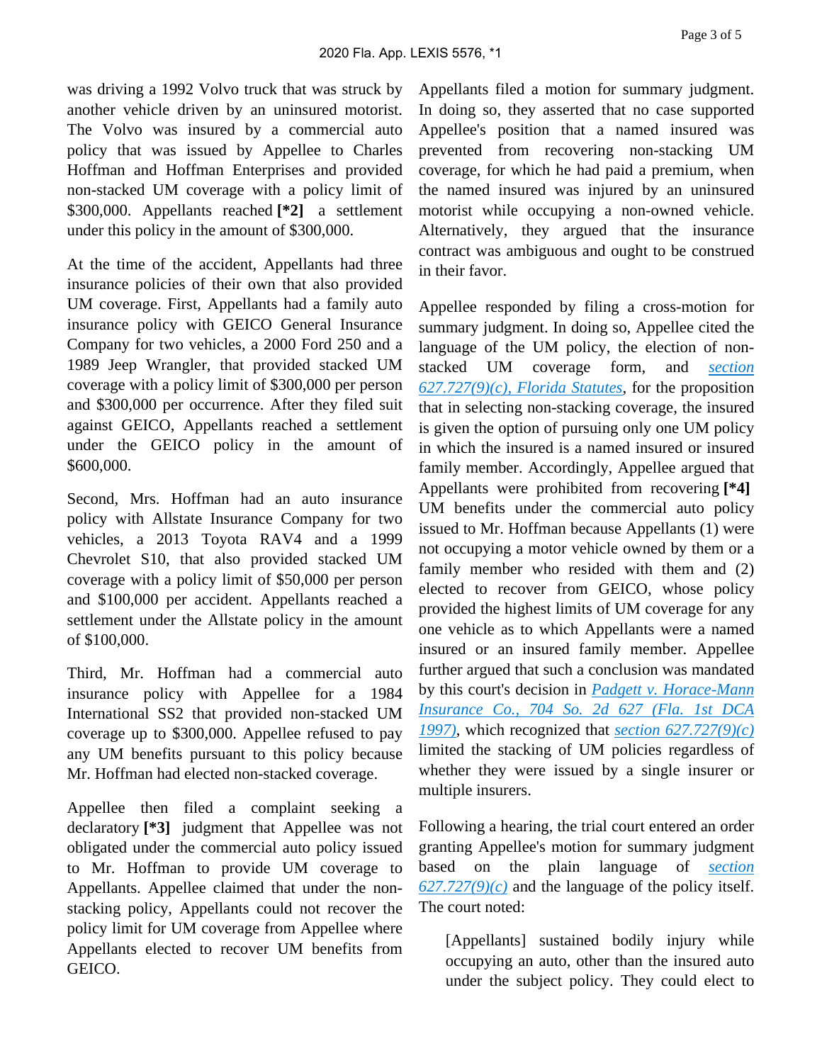was driving a 1992 Volvo truck that was struck by another vehicle driven by an uninsured motorist. The Volvo was insured by a commercial auto policy that was issued by Appellee to Charles Hoffman and Hoffman Enterprises and provided non-stacked UM coverage with a policy limit of $300,000. Appellants reached **[*2]** a settlement under this policy in the amount of $300,000.

At the time of the accident, Appellants had three insurance policies of their own that also provided UM coverage. First, Appellants had a family auto insurance policy with GEICO General Insurance Company for two vehicles, a 2000 Ford 250 and a 1989 Jeep Wrangler, that provided stacked UM coverage with a policy limit of $300,000 per person and $300,000 per occurrence. After they filed suit against GEICO, Appellants reached a settlement under the GEICO policy in the amount of $600,000.

Second, Mrs. Hoffman had an auto insurance policy with Allstate Insurance Company for two vehicles, a 2013 Toyota RAV4 and a 1999 Chevrolet S10, that also provided stacked UM coverage with a policy limit of $50,000 per person and $100,000 per accident. Appellants reached a settlement under the Allstate policy in the amount of $100,000.

Third, Mr. Hoffman had a commercial auto insurance policy with Appellee for a 1984 International SS2 that provided non-stacked UM coverage up to $300,000. Appellee refused to pay any UM benefits pursuant to this policy because Mr. Hoffman had elected non-stacked coverage.

Appellee then filed a complaint seeking a declaratory **[*3]** judgment that Appellee was not obligated under the commercial auto policy issued to Mr. Hoffman to provide UM coverage to Appellants. Appellee claimed that under the non-stacking policy, Appellants could not recover the policy limit for UM coverage from Appellee where Appellants elected to recover UM benefits from GEICO.

Appellants filed a motion for summary judgment. In doing so, they asserted that no case supported Appellee's position that a named insured was prevented from recovering non-stacking UM coverage, for which he had paid a premium, when the named insured was injured by an uninsured motorist while occupying a non-owned vehicle. Alternatively, they argued that the insurance contract was ambiguous and ought to be construed in their favor.

Appellee responded by filing a cross-motion for summary judgment. In doing so, Appellee cited the language of the UM policy, the election of non-stacked UM coverage form, and *section 627.727(9)(c), Florida Statutes*, for the proposition that in selecting non-stacking coverage, the insured is given the option of pursuing only one UM policy in which the insured is a named insured or insured family member. Accordingly, Appellee argued that Appellants were prohibited from recovering **[*4]** UM benefits under the commercial auto policy issued to Mr. Hoffman because Appellants (1) were not occupying a motor vehicle owned by them or a family member who resided with them and (2) elected to recover from GEICO, whose policy provided the highest limits of UM coverage for any one vehicle as to which Appellants were a named insured or an insured family member. Appellee further argued that such a conclusion was mandated by this court's decision in *Padgett v. Horace-Mann Insurance Co., 704 So. 2d 627 (Fla. 1st DCA 1997)*, which recognized that *section 627.727(9)(c)* limited the stacking of UM policies regardless of whether they were issued by a single insurer or multiple insurers.

Following a hearing, the trial court entered an order granting Appellee's motion for summary judgment based on the plain language of *section 627.727(9)(c)* and the language of the policy itself. The court noted:

> [Appellants] sustained bodily injury while occupying an auto, other than the insured auto under the subject policy. They could elect to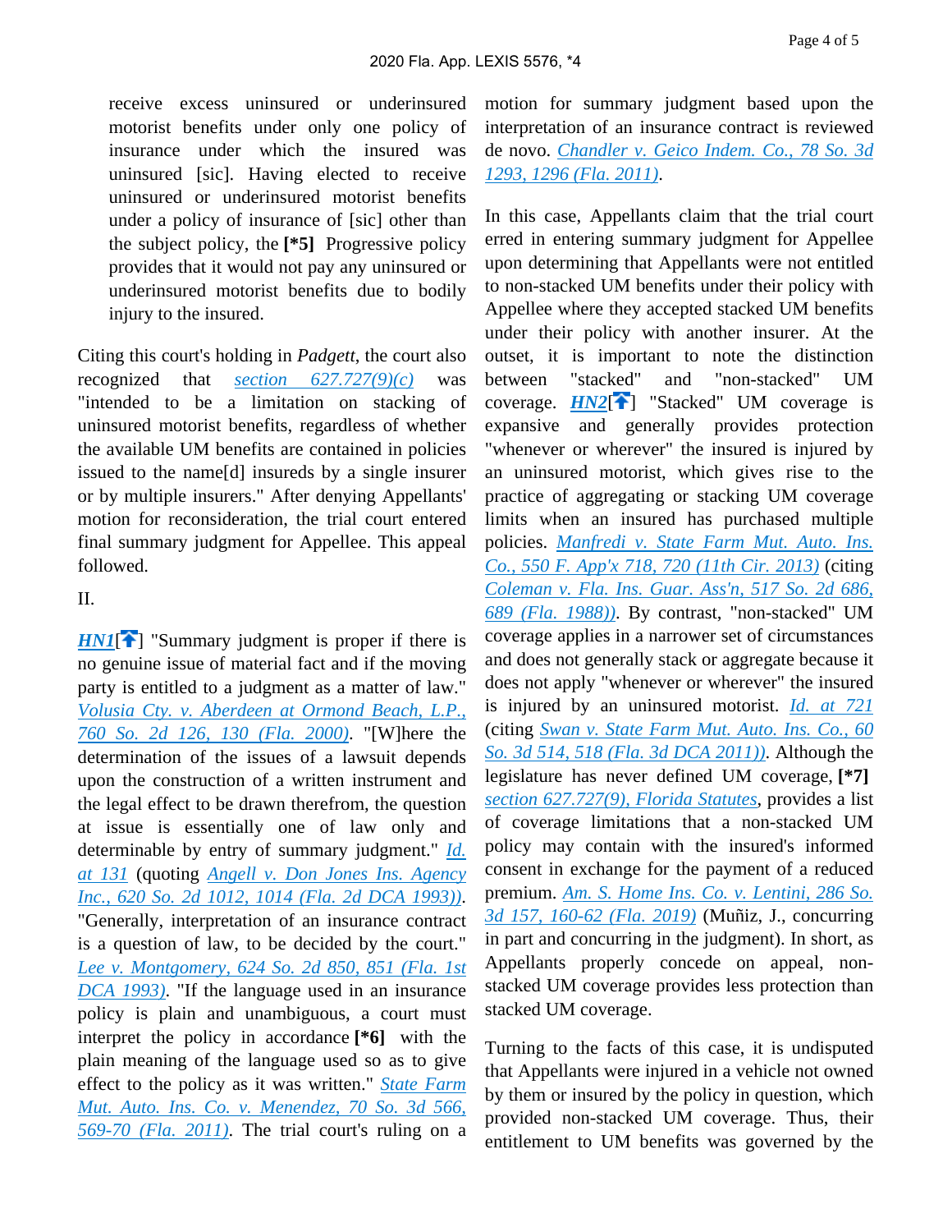receive excess uninsured or underinsured motorist benefits under only one policy of insurance under which the insured was uninsured [sic]. Having elected to receive uninsured or underinsured motorist benefits under a policy of insurance of [sic] other than the subject policy, the **[*5]** Progressive policy provides that it would not pay any uninsured or underinsured motorist benefits due to bodily injury to the insured.

Citing this court's holding in *Padgett*, the court also recognized that section 627.727(9)(c) was "intended to be a limitation on stacking of uninsured motorist benefits, regardless of whether the available UM benefits are contained in policies issued to the name[d] insureds by a single insurer or by multiple insurers." After denying Appellants' motion for reconsideration, the trial court entered final summary judgment for Appellee. This appeal followed.

II.

HN1 "Summary judgment is proper if there is no genuine issue of material fact and if the moving party is entitled to a judgment as a matter of law." *Volusia Cty. v. Aberdeen at Ormond Beach, L.P., 760 So. 2d 126, 130 (Fla. 2000)*. "[W]here the determination of the issues of a lawsuit depends upon the construction of a written instrument and the legal effect to be drawn therefrom, the question at issue is essentially one of law only and determinable by entry of summary judgment." *Id. at 131* (quoting *Angell v. Don Jones Ins. Agency Inc., 620 So. 2d 1012, 1014 (Fla. 2d DCA 1993)*). "Generally, interpretation of an insurance contract is a question of law, to be decided by the court." *Lee v. Montgomery, 624 So. 2d 850, 851 (Fla. 1st DCA 1993)*. "If the language used in an insurance policy is plain and unambiguous, a court must interpret the policy in accordance **[*6]** with the plain meaning of the language used so as to give effect to the policy as it was written." *State Farm Mut. Auto. Ins. Co. v. Menendez, 70 So. 3d 566, 569-70 (Fla. 2011)*. The trial court's ruling on a motion for summary judgment based upon the interpretation of an insurance contract is reviewed de novo. *Chandler v. Geico Indem. Co., 78 So. 3d 1293, 1296 (Fla. 2011)*.

In this case, Appellants claim that the trial court erred in entering summary judgment for Appellee upon determining that Appellants were not entitled to non-stacked UM benefits under their policy with Appellee where they accepted stacked UM benefits under their policy with another insurer. At the outset, it is important to note the distinction between "stacked" and "non-stacked" UM coverage. HN2 "Stacked" UM coverage is expansive and generally provides protection "whenever or wherever" the insured is injured by an uninsured motorist, which gives rise to the practice of aggregating or stacking UM coverage limits when an insured has purchased multiple policies. *Manfredi v. State Farm Mut. Auto. Ins. Co., 550 F. App'x 718, 720 (11th Cir. 2013)* (citing *Coleman v. Fla. Ins. Guar. Ass'n, 517 So. 2d 686, 689 (Fla. 1988)*). By contrast, "non-stacked" UM coverage applies in a narrower set of circumstances and does not generally stack or aggregate because it does not apply "whenever or wherever" the insured is injured by an uninsured motorist. *Id. at 721* (citing *Swan v. State Farm Mut. Auto. Ins. Co., 60 So. 3d 514, 518 (Fla. 3d DCA 2011)*). Although the legislature has never defined UM coverage, **[*7]** section 627.727(9), Florida Statutes, provides a list of coverage limitations that a non-stacked UM policy may contain with the insured's informed consent in exchange for the payment of a reduced premium. *Am. S. Home Ins. Co. v. Lentini, 286 So. 3d 157, 160-62 (Fla. 2019)* (Muñiz, J., concurring in part and concurring in the judgment). In short, as Appellants properly concede on appeal, non-stacked UM coverage provides less protection than stacked UM coverage.

Turning to the facts of this case, it is undisputed that Appellants were injured in a vehicle not owned by them or insured by the policy in question, which provided non-stacked UM coverage. Thus, their entitlement to UM benefits was governed by the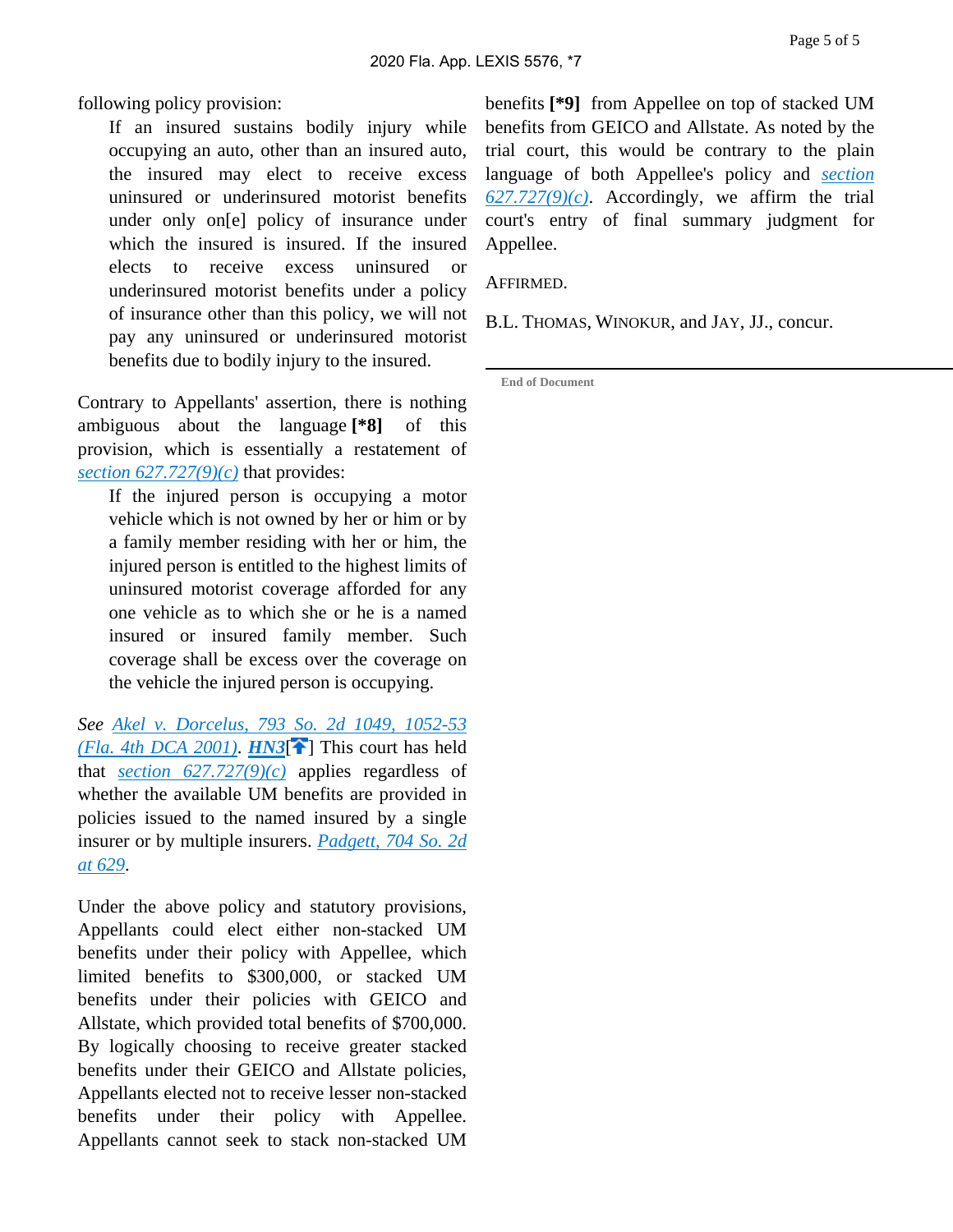following policy provision:

> If an insured sustains bodily injury while occupying an auto, other than an insured auto, the insured may elect to receive excess uninsured or underinsured motorist benefits under only on[e] policy of insurance under which the insured is insured. If the insured elects to receive excess uninsured or underinsured motorist benefits under a policy of insurance other than this policy, we will not pay any uninsured or underinsured motorist benefits due to bodily injury to the insured.

Contrary to Appellants' assertion, there is nothing ambiguous about the language **[*8]** of this provision, which is essentially a restatement of *section 627.727(9)(c)* that provides:

> If the injured person is occupying a motor vehicle which is not owned by her or him or by a family member residing with her or him, the injured person is entitled to the highest limits of uninsured motorist coverage afforded for any one vehicle as to which she or he is a named insured or insured family member. Such coverage shall be excess over the coverage on the vehicle the injured person is occupying.

*See Akel v. Dorcelus, 793 So. 2d 1049, 1052-53 (Fla. 4th DCA 2001)*. ***HN3***[] This court has held that *section 627.727(9)(c)* applies regardless of whether the available UM benefits are provided in policies issued to the named insured by a single insurer or by multiple insurers. *Padgett, 704 So. 2d at 629*.

Under the above policy and statutory provisions, Appellants could elect either non-stacked UM benefits under their policy with Appellee, which limited benefits to $300,000, or stacked UM benefits under their policies with GEICO and Allstate, which provided total benefits of $700,000. By logically choosing to receive greater stacked benefits under their GEICO and Allstate policies, Appellants elected not to receive lesser non-stacked benefits under their policy with Appellee. Appellants cannot seek to stack non-stacked UM benefits **[*9]** from Appellee on top of stacked UM benefits from GEICO and Allstate. As noted by the trial court, this would be contrary to the plain language of both Appellee's policy and *section 627.727(9)(c)*. Accordingly, we affirm the trial court's entry of final summary judgment for Appellee.

AFFIRMED.

B.L. THOMAS, WINOKUR, and JAY, JJ., concur.

---

End of Document